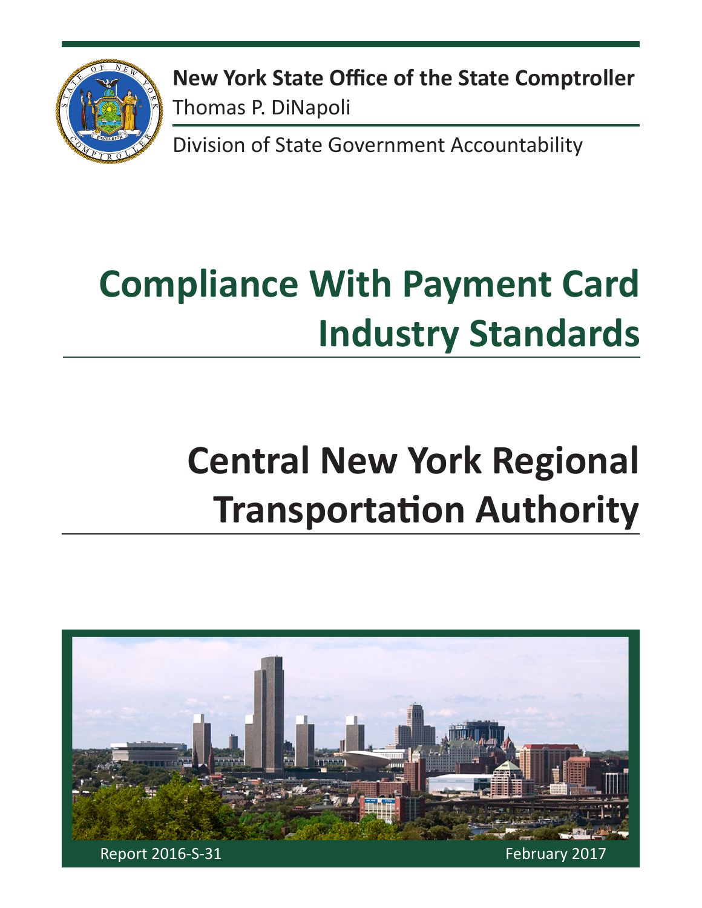**New York State Office of the State Comptroller**
Thomas P. DiNapoli

Division of State Government Accountability

# Compliance With Payment Card Industry Standards

# Central New York Regional Transportation Authority

Report 2016-S-31

February 2017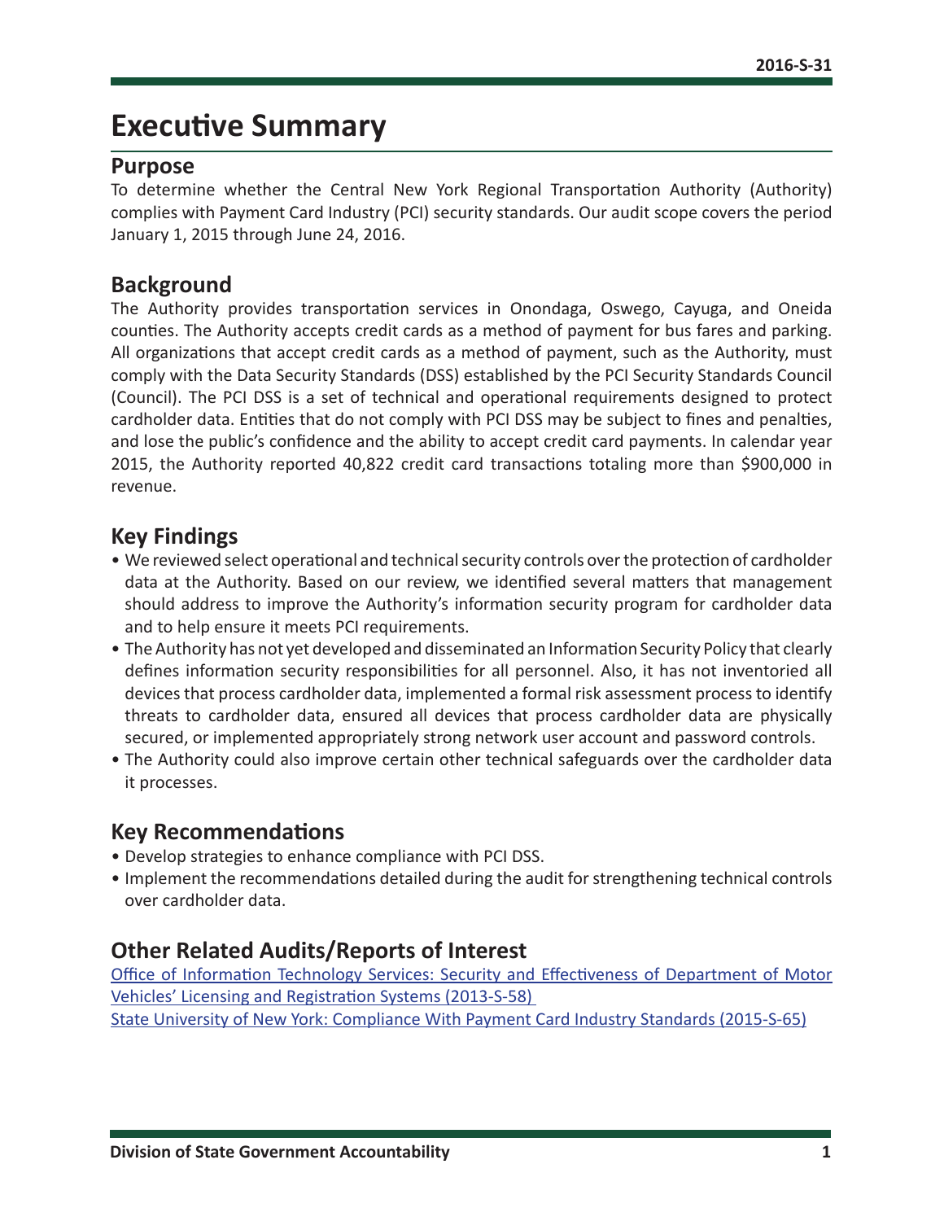# Executive Summary

## Purpose

To determine whether the Central New York Regional Transportation Authority (Authority) complies with Payment Card Industry (PCI) security standards. Our audit scope covers the period January 1, 2015 through June 24, 2016.

## Background

The Authority provides transportation services in Onondaga, Oswego, Cayuga, and Oneida counties. The Authority accepts credit cards as a method of payment for bus fares and parking. All organizations that accept credit cards as a method of payment, such as the Authority, must comply with the Data Security Standards (DSS) established by the PCI Security Standards Council (Council). The PCI DSS is a set of technical and operational requirements designed to protect cardholder data. Entities that do not comply with PCI DSS may be subject to fines and penalties, and lose the public's confidence and the ability to accept credit card payments. In calendar year 2015, the Authority reported 40,822 credit card transactions totaling more than $900,000 in revenue.

## Key Findings

- We reviewed select operational and technical security controls over the protection of cardholder data at the Authority. Based on our review, we identified several matters that management should address to improve the Authority's information security program for cardholder data and to help ensure it meets PCI requirements.
- The Authority has not yet developed and disseminated an Information Security Policy that clearly defines information security responsibilities for all personnel. Also, it has not inventoried all devices that process cardholder data, implemented a formal risk assessment process to identify threats to cardholder data, ensured all devices that process cardholder data are physically secured, or implemented appropriately strong network user account and password controls.
- The Authority could also improve certain other technical safeguards over the cardholder data it processes.

## Key Recommendations

- Develop strategies to enhance compliance with PCI DSS.
- Implement the recommendations detailed during the audit for strengthening technical controls over cardholder data.

## Other Related Audits/Reports of Interest

Office of Information Technology Services: Security and Effectiveness of Department of Motor Vehicles' Licensing and Registration Systems (2013-S-58)

State University of New York: Compliance With Payment Card Industry Standards (2015-S-65)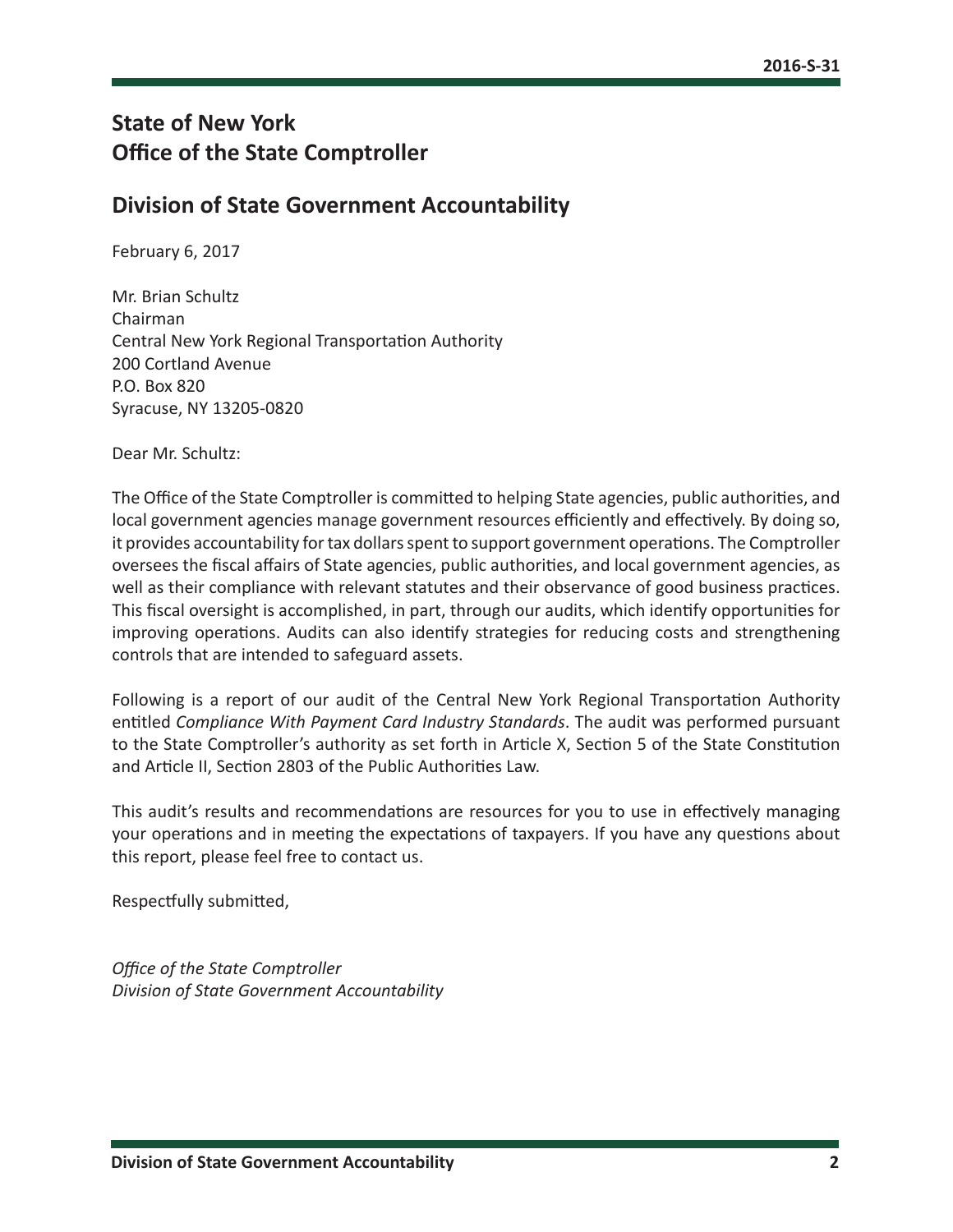# State of New York
# Office of the State Comptroller

## Division of State Government Accountability

February 6, 2017

Mr. Brian Schultz
Chairman
Central New York Regional Transportation Authority
200 Cortland Avenue
P.O. Box 820
Syracuse, NY 13205-0820

Dear Mr. Schultz:

The Office of the State Comptroller is committed to helping State agencies, public authorities, and local government agencies manage government resources efficiently and effectively. By doing so, it provides accountability for tax dollars spent to support government operations. The Comptroller oversees the fiscal affairs of State agencies, public authorities, and local government agencies, as well as their compliance with relevant statutes and their observance of good business practices. This fiscal oversight is accomplished, in part, through our audits, which identify opportunities for improving operations. Audits can also identify strategies for reducing costs and strengthening controls that are intended to safeguard assets.

Following is a report of our audit of the Central New York Regional Transportation Authority entitled *Compliance With Payment Card Industry Standards*. The audit was performed pursuant to the State Comptroller's authority as set forth in Article X, Section 5 of the State Constitution and Article II, Section 2803 of the Public Authorities Law.

This audit's results and recommendations are resources for you to use in effectively managing your operations and in meeting the expectations of taxpayers. If you have any questions about this report, please feel free to contact us.

Respectfully submitted,

*Office of the State Comptroller*
*Division of State Government Accountability*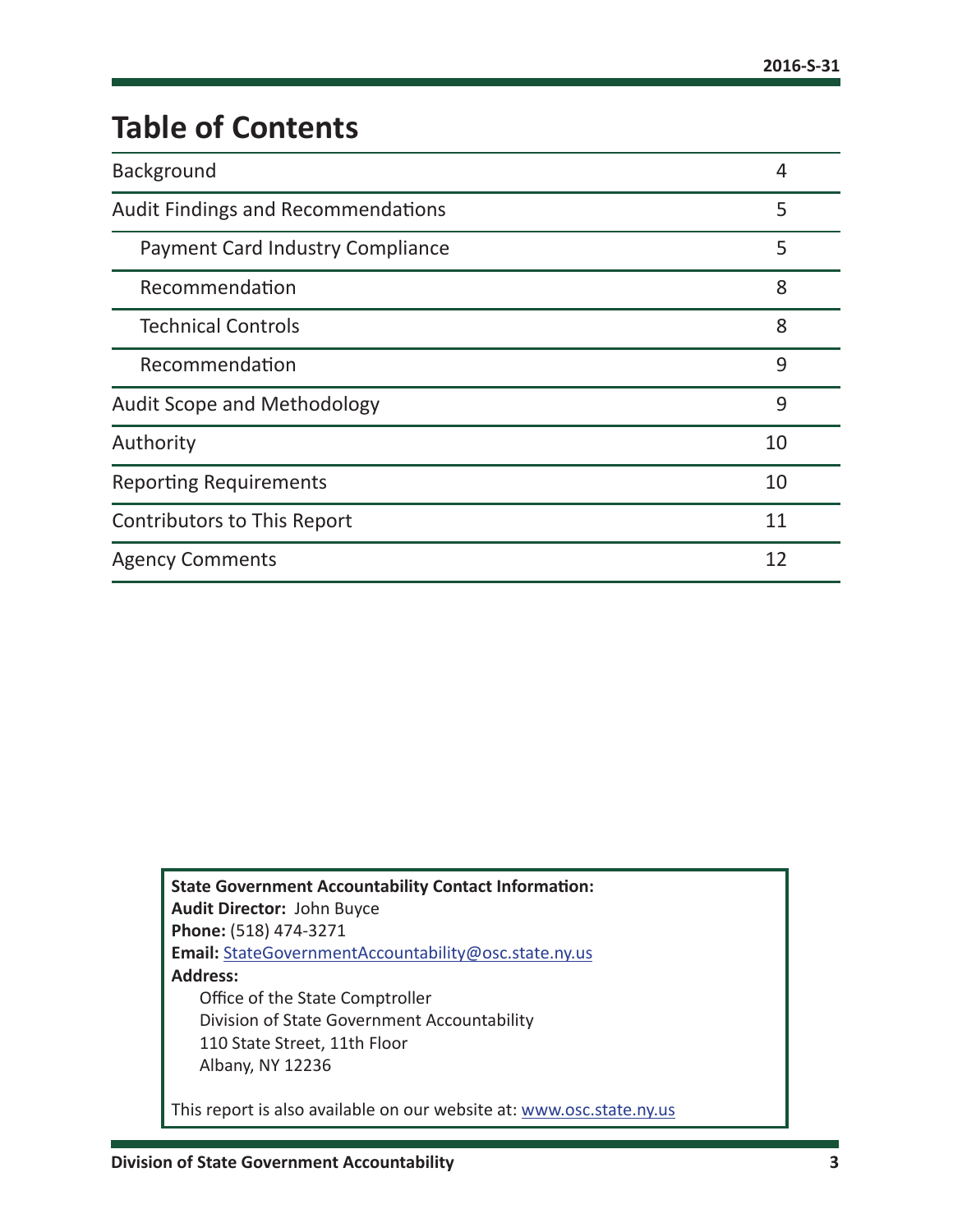# Table of Contents

| | |
|---|---|
| Background | 4 |
| Audit Findings and Recommendations | 5 |
| Payment Card Industry Compliance | 5 |
| Recommendation | 8 |
| Technical Controls | 8 |
| Recommendation | 9 |
| Audit Scope and Methodology | 9 |
| Authority | 10 |
| Reporting Requirements | 10 |
| Contributors to This Report | 11 |
| Agency Comments | 12 |

**State Government Accountability Contact Information:**
**Audit Director:** John Buyce
**Phone:** (518) 474-3271
**Email:** StateGovernmentAccountability@osc.state.ny.us
**Address:**
Office of the State Comptroller
Division of State Government Accountability
110 State Street, 11th Floor
Albany, NY 12236

This report is also available on our website at: www.osc.state.ny.us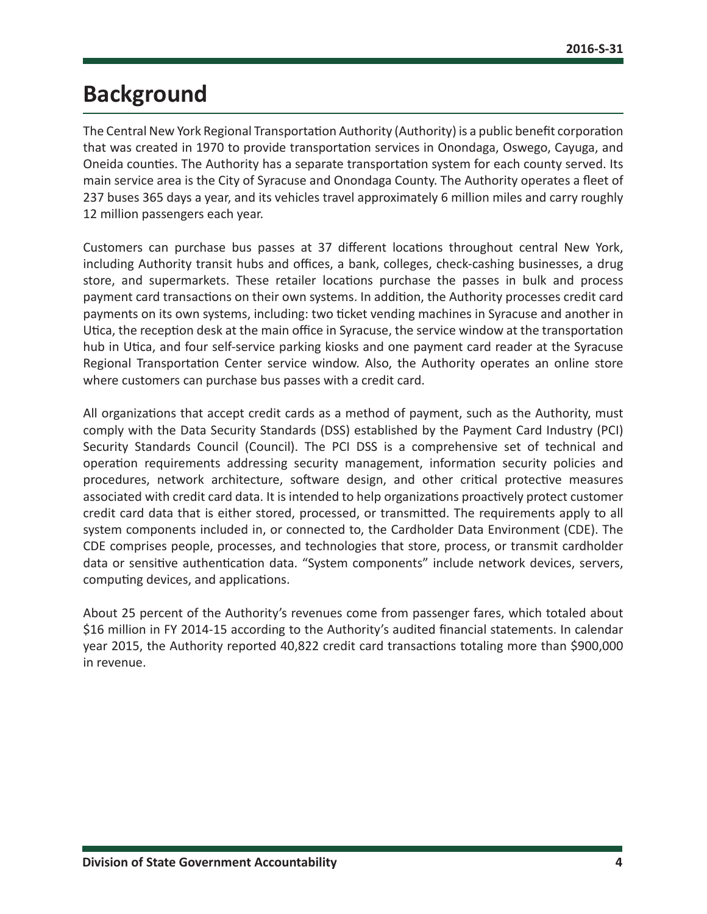# Background

The Central New York Regional Transportation Authority (Authority) is a public benefit corporation that was created in 1970 to provide transportation services in Onondaga, Oswego, Cayuga, and Oneida counties. The Authority has a separate transportation system for each county served. Its main service area is the City of Syracuse and Onondaga County. The Authority operates a fleet of 237 buses 365 days a year, and its vehicles travel approximately 6 million miles and carry roughly 12 million passengers each year.

Customers can purchase bus passes at 37 different locations throughout central New York, including Authority transit hubs and offices, a bank, colleges, check-cashing businesses, a drug store, and supermarkets. These retailer locations purchase the passes in bulk and process payment card transactions on their own systems. In addition, the Authority processes credit card payments on its own systems, including: two ticket vending machines in Syracuse and another in Utica, the reception desk at the main office in Syracuse, the service window at the transportation hub in Utica, and four self-service parking kiosks and one payment card reader at the Syracuse Regional Transportation Center service window. Also, the Authority operates an online store where customers can purchase bus passes with a credit card.

All organizations that accept credit cards as a method of payment, such as the Authority, must comply with the Data Security Standards (DSS) established by the Payment Card Industry (PCI) Security Standards Council (Council). The PCI DSS is a comprehensive set of technical and operation requirements addressing security management, information security policies and procedures, network architecture, software design, and other critical protective measures associated with credit card data. It is intended to help organizations proactively protect customer credit card data that is either stored, processed, or transmitted. The requirements apply to all system components included in, or connected to, the Cardholder Data Environment (CDE). The CDE comprises people, processes, and technologies that store, process, or transmit cardholder data or sensitive authentication data. "System components" include network devices, servers, computing devices, and applications.

About 25 percent of the Authority's revenues come from passenger fares, which totaled about $16 million in FY 2014-15 according to the Authority's audited financial statements. In calendar year 2015, the Authority reported 40,822 credit card transactions totaling more than $900,000 in revenue.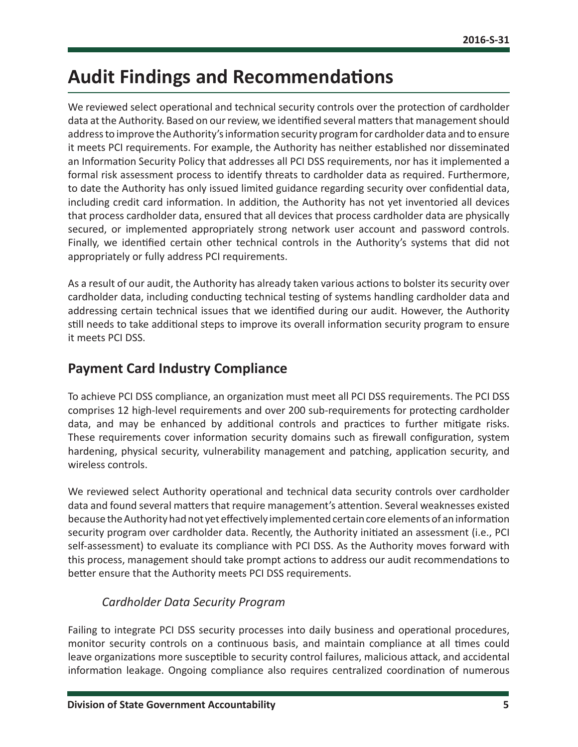# Audit Findings and Recommendations

We reviewed select operational and technical security controls over the protection of cardholder data at the Authority. Based on our review, we identified several matters that management should address to improve the Authority's information security program for cardholder data and to ensure it meets PCI requirements. For example, the Authority has neither established nor disseminated an Information Security Policy that addresses all PCI DSS requirements, nor has it implemented a formal risk assessment process to identify threats to cardholder data as required. Furthermore, to date the Authority has only issued limited guidance regarding security over confidential data, including credit card information. In addition, the Authority has not yet inventoried all devices that process cardholder data, ensured that all devices that process cardholder data are physically secured, or implemented appropriately strong network user account and password controls. Finally, we identified certain other technical controls in the Authority's systems that did not appropriately or fully address PCI requirements.

As a result of our audit, the Authority has already taken various actions to bolster its security over cardholder data, including conducting technical testing of systems handling cardholder data and addressing certain technical issues that we identified during our audit. However, the Authority still needs to take additional steps to improve its overall information security program to ensure it meets PCI DSS.

## Payment Card Industry Compliance

To achieve PCI DSS compliance, an organization must meet all PCI DSS requirements. The PCI DSS comprises 12 high-level requirements and over 200 sub-requirements for protecting cardholder data, and may be enhanced by additional controls and practices to further mitigate risks. These requirements cover information security domains such as firewall configuration, system hardening, physical security, vulnerability management and patching, application security, and wireless controls.

We reviewed select Authority operational and technical data security controls over cardholder data and found several matters that require management's attention. Several weaknesses existed because the Authority had not yet effectively implemented certain core elements of an information security program over cardholder data. Recently, the Authority initiated an assessment (i.e., PCI self-assessment) to evaluate its compliance with PCI DSS. As the Authority moves forward with this process, management should take prompt actions to address our audit recommendations to better ensure that the Authority meets PCI DSS requirements.

### *Cardholder Data Security Program*

Failing to integrate PCI DSS security processes into daily business and operational procedures, monitor security controls on a continuous basis, and maintain compliance at all times could leave organizations more susceptible to security control failures, malicious attack, and accidental information leakage. Ongoing compliance also requires centralized coordination of numerous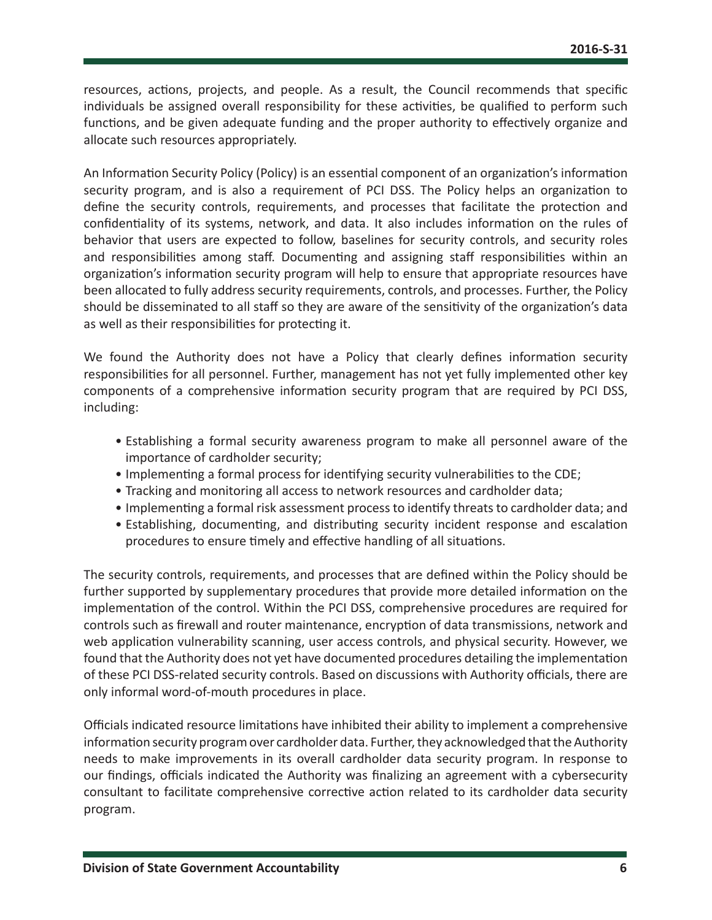resources, actions, projects, and people. As a result, the Council recommends that specific individuals be assigned overall responsibility for these activities, be qualified to perform such functions, and be given adequate funding and the proper authority to effectively organize and allocate such resources appropriately.

An Information Security Policy (Policy) is an essential component of an organization's information security program, and is also a requirement of PCI DSS. The Policy helps an organization to define the security controls, requirements, and processes that facilitate the protection and confidentiality of its systems, network, and data. It also includes information on the rules of behavior that users are expected to follow, baselines for security controls, and security roles and responsibilities among staff. Documenting and assigning staff responsibilities within an organization's information security program will help to ensure that appropriate resources have been allocated to fully address security requirements, controls, and processes. Further, the Policy should be disseminated to all staff so they are aware of the sensitivity of the organization's data as well as their responsibilities for protecting it.

We found the Authority does not have a Policy that clearly defines information security responsibilities for all personnel. Further, management has not yet fully implemented other key components of a comprehensive information security program that are required by PCI DSS, including:

- Establishing a formal security awareness program to make all personnel aware of the importance of cardholder security;
- Implementing a formal process for identifying security vulnerabilities to the CDE;
- Tracking and monitoring all access to network resources and cardholder data;
- Implementing a formal risk assessment process to identify threats to cardholder data; and
- Establishing, documenting, and distributing security incident response and escalation procedures to ensure timely and effective handling of all situations.

The security controls, requirements, and processes that are defined within the Policy should be further supported by supplementary procedures that provide more detailed information on the implementation of the control. Within the PCI DSS, comprehensive procedures are required for controls such as firewall and router maintenance, encryption of data transmissions, network and web application vulnerability scanning, user access controls, and physical security. However, we found that the Authority does not yet have documented procedures detailing the implementation of these PCI DSS-related security controls. Based on discussions with Authority officials, there are only informal word-of-mouth procedures in place.

Officials indicated resource limitations have inhibited their ability to implement a comprehensive information security program over cardholder data. Further, they acknowledged that the Authority needs to make improvements in its overall cardholder data security program. In response to our findings, officials indicated the Authority was finalizing an agreement with a cybersecurity consultant to facilitate comprehensive corrective action related to its cardholder data security program.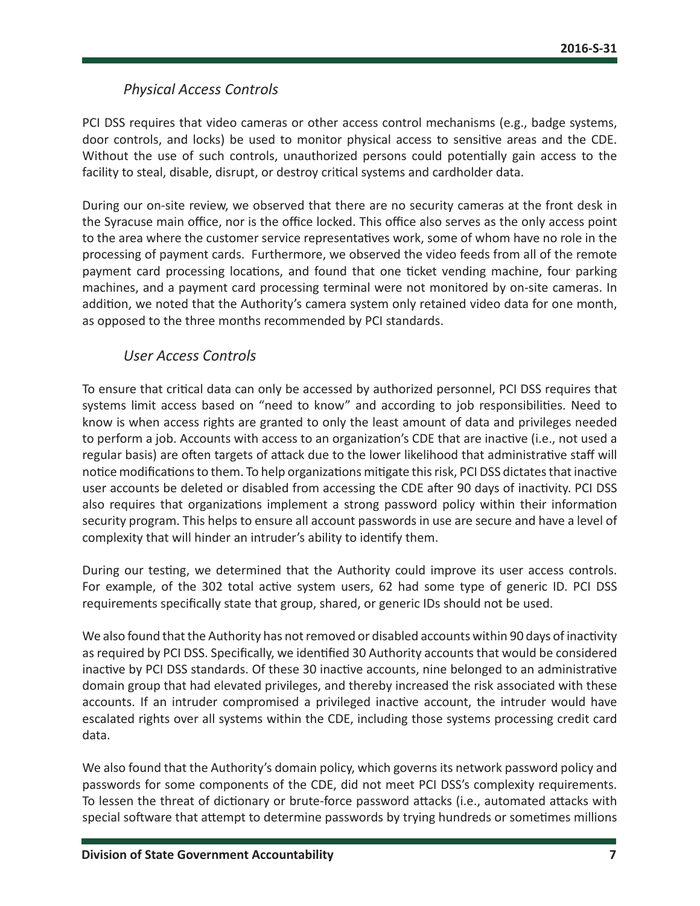### *Physical Access Controls*

PCI DSS requires that video cameras or other access control mechanisms (e.g., badge systems, door controls, and locks) be used to monitor physical access to sensitive areas and the CDE. Without the use of such controls, unauthorized persons could potentially gain access to the facility to steal, disable, disrupt, or destroy critical systems and cardholder data.

During our on-site review, we observed that there are no security cameras at the front desk in the Syracuse main office, nor is the office locked. This office also serves as the only access point to the area where the customer service representatives work, some of whom have no role in the processing of payment cards. Furthermore, we observed the video feeds from all of the remote payment card processing locations, and found that one ticket vending machine, four parking machines, and a payment card processing terminal were not monitored by on-site cameras. In addition, we noted that the Authority's camera system only retained video data for one month, as opposed to the three months recommended by PCI standards.

### *User Access Controls*

To ensure that critical data can only be accessed by authorized personnel, PCI DSS requires that systems limit access based on "need to know" and according to job responsibilities. Need to know is when access rights are granted to only the least amount of data and privileges needed to perform a job. Accounts with access to an organization's CDE that are inactive (i.e., not used a regular basis) are often targets of attack due to the lower likelihood that administrative staff will notice modifications to them. To help organizations mitigate this risk, PCI DSS dictates that inactive user accounts be deleted or disabled from accessing the CDE after 90 days of inactivity. PCI DSS also requires that organizations implement a strong password policy within their information security program. This helps to ensure all account passwords in use are secure and have a level of complexity that will hinder an intruder's ability to identify them.

During our testing, we determined that the Authority could improve its user access controls. For example, of the 302 total active system users, 62 had some type of generic ID. PCI DSS requirements specifically state that group, shared, or generic IDs should not be used.

We also found that the Authority has not removed or disabled accounts within 90 days of inactivity as required by PCI DSS. Specifically, we identified 30 Authority accounts that would be considered inactive by PCI DSS standards. Of these 30 inactive accounts, nine belonged to an administrative domain group that had elevated privileges, and thereby increased the risk associated with these accounts. If an intruder compromised a privileged inactive account, the intruder would have escalated rights over all systems within the CDE, including those systems processing credit card data.

We also found that the Authority's domain policy, which governs its network password policy and passwords for some components of the CDE, did not meet PCI DSS's complexity requirements. To lessen the threat of dictionary or brute-force password attacks (i.e., automated attacks with special software that attempt to determine passwords by trying hundreds or sometimes millions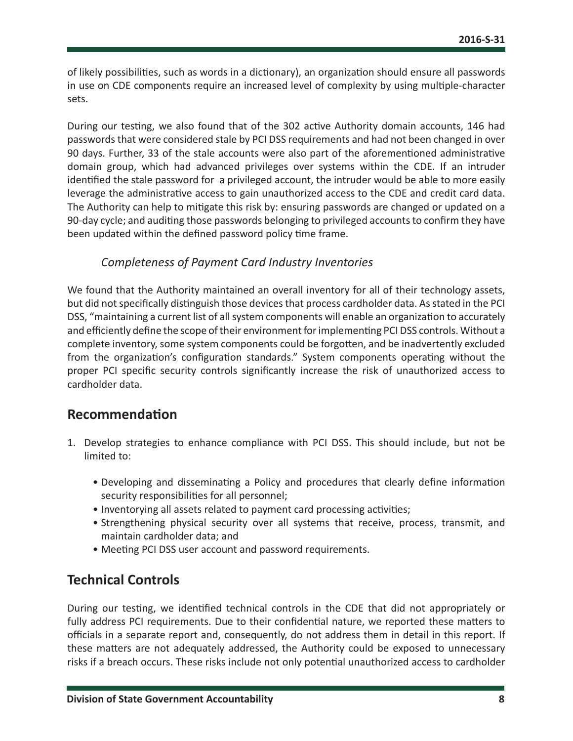of likely possibilities, such as words in a dictionary), an organization should ensure all passwords in use on CDE components require an increased level of complexity by using multiple-character sets.

During our testing, we also found that of the 302 active Authority domain accounts, 146 had passwords that were considered stale by PCI DSS requirements and had not been changed in over 90 days. Further, 33 of the stale accounts were also part of the aforementioned administrative domain group, which had advanced privileges over systems within the CDE. If an intruder identified the stale password for a privileged account, the intruder would be able to more easily leverage the administrative access to gain unauthorized access to the CDE and credit card data. The Authority can help to mitigate this risk by: ensuring passwords are changed or updated on a 90-day cycle; and auditing those passwords belonging to privileged accounts to confirm they have been updated within the defined password policy time frame.

### *Completeness of Payment Card Industry Inventories*

We found that the Authority maintained an overall inventory for all of their technology assets, but did not specifically distinguish those devices that process cardholder data. As stated in the PCI DSS, "maintaining a current list of all system components will enable an organization to accurately and efficiently define the scope of their environment for implementing PCI DSS controls. Without a complete inventory, some system components could be forgotten, and be inadvertently excluded from the organization's configuration standards." System components operating without the proper PCI specific security controls significantly increase the risk of unauthorized access to cardholder data.

## Recommendation

1. Develop strategies to enhance compliance with PCI DSS. This should include, but not be limited to:
   - Developing and disseminating a Policy and procedures that clearly define information security responsibilities for all personnel;
   - Inventorying all assets related to payment card processing activities;
   - Strengthening physical security over all systems that receive, process, transmit, and maintain cardholder data; and
   - Meeting PCI DSS user account and password requirements.

## Technical Controls

During our testing, we identified technical controls in the CDE that did not appropriately or fully address PCI requirements. Due to their confidential nature, we reported these matters to officials in a separate report and, consequently, do not address them in detail in this report. If these matters are not adequately addressed, the Authority could be exposed to unnecessary risks if a breach occurs. These risks include not only potential unauthorized access to cardholder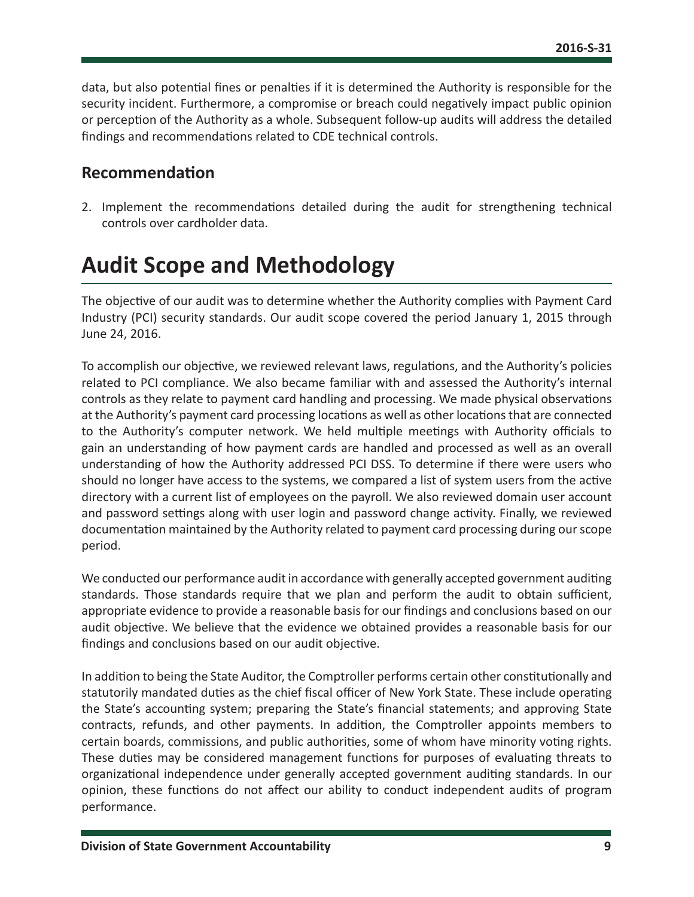data, but also potential fines or penalties if it is determined the Authority is responsible for the security incident. Furthermore, a compromise or breach could negatively impact public opinion or perception of the Authority as a whole. Subsequent follow-up audits will address the detailed findings and recommendations related to CDE technical controls.

## Recommendation

2. Implement the recommendations detailed during the audit for strengthening technical controls over cardholder data.

# Audit Scope and Methodology

The objective of our audit was to determine whether the Authority complies with Payment Card Industry (PCI) security standards. Our audit scope covered the period January 1, 2015 through June 24, 2016.

To accomplish our objective, we reviewed relevant laws, regulations, and the Authority's policies related to PCI compliance. We also became familiar with and assessed the Authority's internal controls as they relate to payment card handling and processing. We made physical observations at the Authority's payment card processing locations as well as other locations that are connected to the Authority's computer network. We held multiple meetings with Authority officials to gain an understanding of how payment cards are handled and processed as well as an overall understanding of how the Authority addressed PCI DSS. To determine if there were users who should no longer have access to the systems, we compared a list of system users from the active directory with a current list of employees on the payroll. We also reviewed domain user account and password settings along with user login and password change activity. Finally, we reviewed documentation maintained by the Authority related to payment card processing during our scope period.

We conducted our performance audit in accordance with generally accepted government auditing standards. Those standards require that we plan and perform the audit to obtain sufficient, appropriate evidence to provide a reasonable basis for our findings and conclusions based on our audit objective. We believe that the evidence we obtained provides a reasonable basis for our findings and conclusions based on our audit objective.

In addition to being the State Auditor, the Comptroller performs certain other constitutionally and statutorily mandated duties as the chief fiscal officer of New York State. These include operating the State's accounting system; preparing the State's financial statements; and approving State contracts, refunds, and other payments. In addition, the Comptroller appoints members to certain boards, commissions, and public authorities, some of whom have minority voting rights. These duties may be considered management functions for purposes of evaluating threats to organizational independence under generally accepted government auditing standards. In our opinion, these functions do not affect our ability to conduct independent audits of program performance.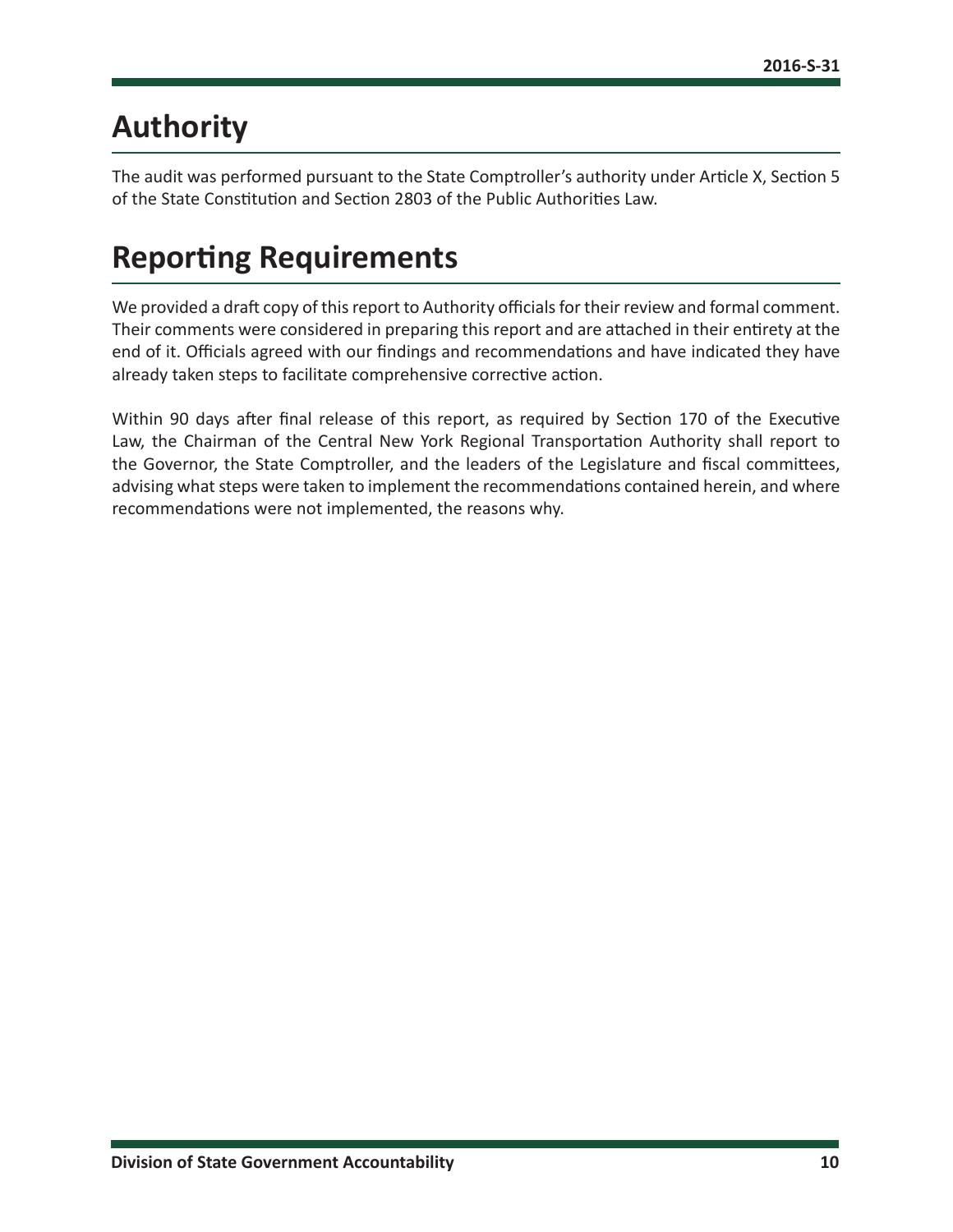# Authority

The audit was performed pursuant to the State Comptroller's authority under Article X, Section 5 of the State Constitution and Section 2803 of the Public Authorities Law.

# Reporting Requirements

We provided a draft copy of this report to Authority officials for their review and formal comment. Their comments were considered in preparing this report and are attached in their entirety at the end of it. Officials agreed with our findings and recommendations and have indicated they have already taken steps to facilitate comprehensive corrective action.

Within 90 days after final release of this report, as required by Section 170 of the Executive Law, the Chairman of the Central New York Regional Transportation Authority shall report to the Governor, the State Comptroller, and the leaders of the Legislature and fiscal committees, advising what steps were taken to implement the recommendations contained herein, and where recommendations were not implemented, the reasons why.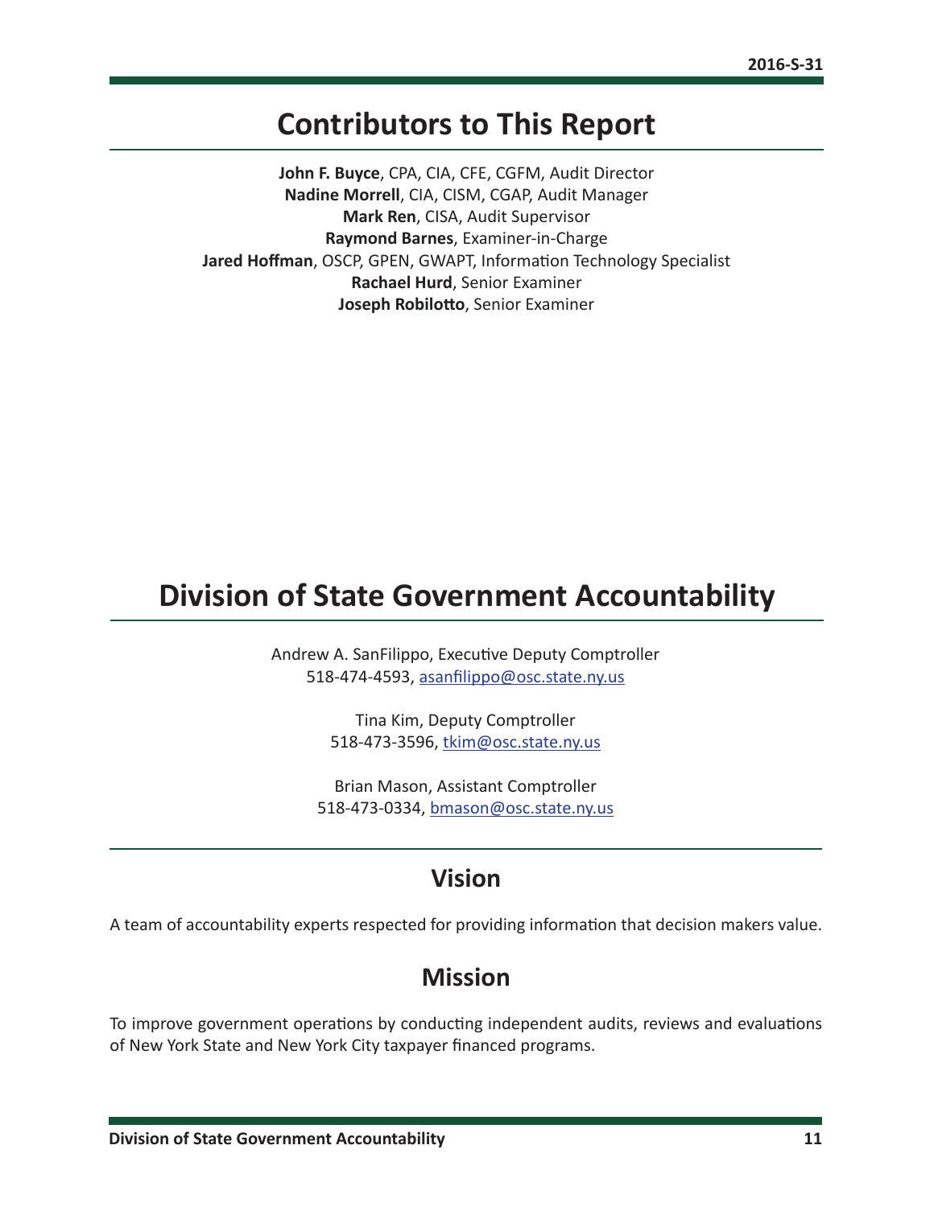## Contributors to This Report

**John F. Buyce**, CPA, CIA, CFE, CGFM, Audit Director
**Nadine Morrell**, CIA, CISM, CGAP, Audit Manager
**Mark Ren**, CISA, Audit Supervisor
**Raymond Barnes**, Examiner-in-Charge
**Jared Hoffman**, OSCP, GPEN, GWAPT, Information Technology Specialist
**Rachael Hurd**, Senior Examiner
**Joseph Robilotto**, Senior Examiner

## Division of State Government Accountability

Andrew A. SanFilippo, Executive Deputy Comptroller
518-474-4593, asanfilippo@osc.state.ny.us

Tina Kim, Deputy Comptroller
518-473-3596, tkim@osc.state.ny.us

Brian Mason, Assistant Comptroller
518-473-0334, bmason@osc.state.ny.us

### Vision

A team of accountability experts respected for providing information that decision makers value.

### Mission

To improve government operations by conducting independent audits, reviews and evaluations of New York State and New York City taxpayer financed programs.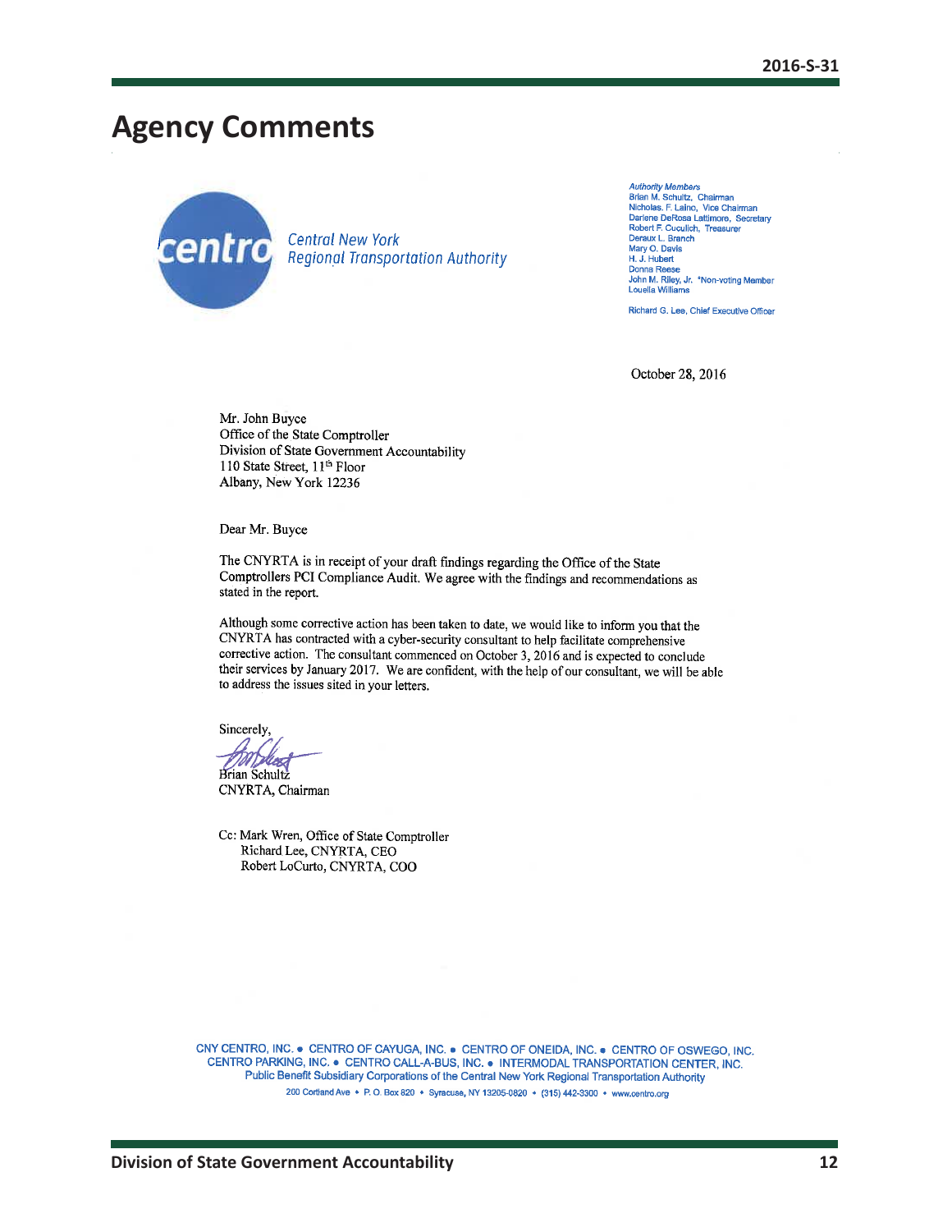# Agency Comments

centro

*Central New York Regional Transportation Authority*

*Authority Members*
Brian M. Schultz, Chairman
Nicholas. F. Laino, Vice Chairman
Darlene DeRosa Lattimore, Secretary
Robert F. Cuculich, Treasurer
Deraux L. Branch
Mary O. Davis
H. J. Hubert
Donna Reese
John M. Riley, Jr. *Non-voting Member
Louella Williams

Richard G. Lee, Chief Executive Officer

October 28, 2016

Mr. John Buyce
Office of the State Comptroller
Division of State Government Accountability
110 State Street, 11th Floor
Albany, New York 12236

Dear Mr. Buyce

The CNYRTA is in receipt of your draft findings regarding the Office of the State Comptrollers PCI Compliance Audit. We agree with the findings and recommendations as stated in the report.

Although some corrective action has been taken to date, we would like to inform you that the CNYRTA has contracted with a cyber-security consultant to help facilitate comprehensive corrective action. The consultant commenced on October 3, 2016 and is expected to conclude their services by January 2017. We are confident, with the help of our consultant, we will be able to address the issues sited in your letters.

Sincerely,

Brian Schultz
CNYRTA, Chairman

Cc: Mark Wren, Office of State Comptroller
Richard Lee, CNYRTA, CEO
Robert LoCurto, CNYRTA, COO

CNY CENTRO, INC. • CENTRO OF CAYUGA, INC. • CENTRO OF ONEIDA, INC. • CENTRO OF OSWEGO, INC.
CENTRO PARKING, INC. • CENTRO CALL-A-BUS, INC. • INTERMODAL TRANSPORTATION CENTER, INC.
Public Benefit Subsidiary Corporations of the Central New York Regional Transportation Authority
200 Cortland Ave • P. O. Box 820 • Syracuse, NY 13205-0820 • (315) 442-3300 • www.centro.org